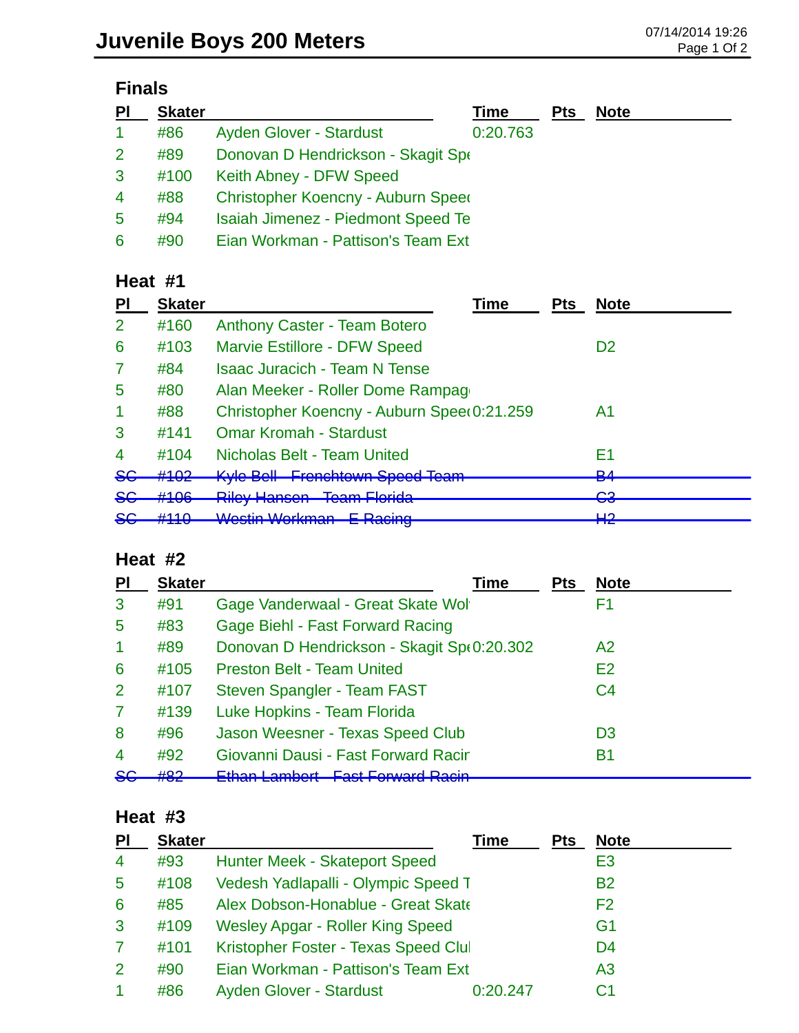# Juvenile Boys 200 Meters

07/14/2014 19:26

## Finals

| Pl | Skater | | Time | Pts | Note |
|---|---|---|---|---|---|
| 1 | #86 | Ayden Glover - Stardust | 0:20.763 | | |
| 2 | #89 | Donovan D Hendrickson - Skagit Spe | | | |
| 3 | #100 | Keith Abney - DFW Speed | | | |
| 4 | #88 | Christopher Koencny - Auburn Speed | | | |
| 5 | #94 | Isaiah Jimenez - Piedmont Speed Te | | | |
| 6 | #90 | Eian Workman - Pattison's Team Ext | | | |

## Heat #1

| Pl | Skater | | Time | Pts | Note |
|---|---|---|---|---|---|
| 2 | #160 | Anthony Caster - Team Botero | | | |
| 6 | #103 | Marvie Estillore - DFW Speed | | | D2 |
| 7 | #84 | Isaac Juracich - Team N Tense | | | |
| 5 | #80 | Alan Meeker - Roller Dome Rampag | | | |
| 1 | #88 | Christopher Koencny - Auburn Speed | 0:21.259 | | A1 |
| 3 | #141 | Omar Kromah - Stardust | | | |
| 4 | #104 | Nicholas Belt - Team United | | | E1 |
| ~~SC~~ | ~~#102~~ | ~~Kyle Bell - Frenchtown Speed Team~~ | | | ~~B4~~ |
| ~~SC~~ | ~~#106~~ | ~~Riley Hansen - Team Florida~~ | | | ~~C3~~ |
| ~~SC~~ | ~~#110~~ | ~~Westin Workman - E Racing~~ | | | ~~H2~~ |

## Heat #2

| Pl | Skater | | Time | Pts | Note |
|---|---|---|---|---|---|
| 3 | #91 | Gage Vanderwaal - Great Skate Wol | | | F1 |
| 5 | #83 | Gage Biehl - Fast Forward Racing | | | |
| 1 | #89 | Donovan D Hendrickson - Skagit Spe | 0:20.302 | | A2 |
| 6 | #105 | Preston Belt - Team United | | | E2 |
| 2 | #107 | Steven Spangler - Team FAST | | | C4 |
| 7 | #139 | Luke Hopkins - Team Florida | | | |
| 8 | #96 | Jason Weesner - Texas Speed Club | | | D3 |
| 4 | #92 | Giovanni Dausi - Fast Forward Racir | | | B1 |
| ~~SC~~ | ~~#82~~ | ~~Ethan Lambert - Fast Forward Racin~~ | | | |

## Heat #3

| Pl | Skater | | Time | Pts | Note |
|---|---|---|---|---|---|
| 4 | #93 | Hunter Meek - Skateport Speed | | | E3 |
| 5 | #108 | Vedesh Yadlapalli - Olympic Speed T | | | B2 |
| 6 | #85 | Alex Dobson-Honablue - Great Skate | | | F2 |
| 3 | #109 | Wesley Apgar - Roller King Speed | | | G1 |
| 7 | #101 | Kristopher Foster - Texas Speed Clul | | | D4 |
| 2 | #90 | Eian Workman - Pattison's Team Ext | | | A3 |
| 1 | #86 | Ayden Glover - Stardust | 0:20.247 | | C1 |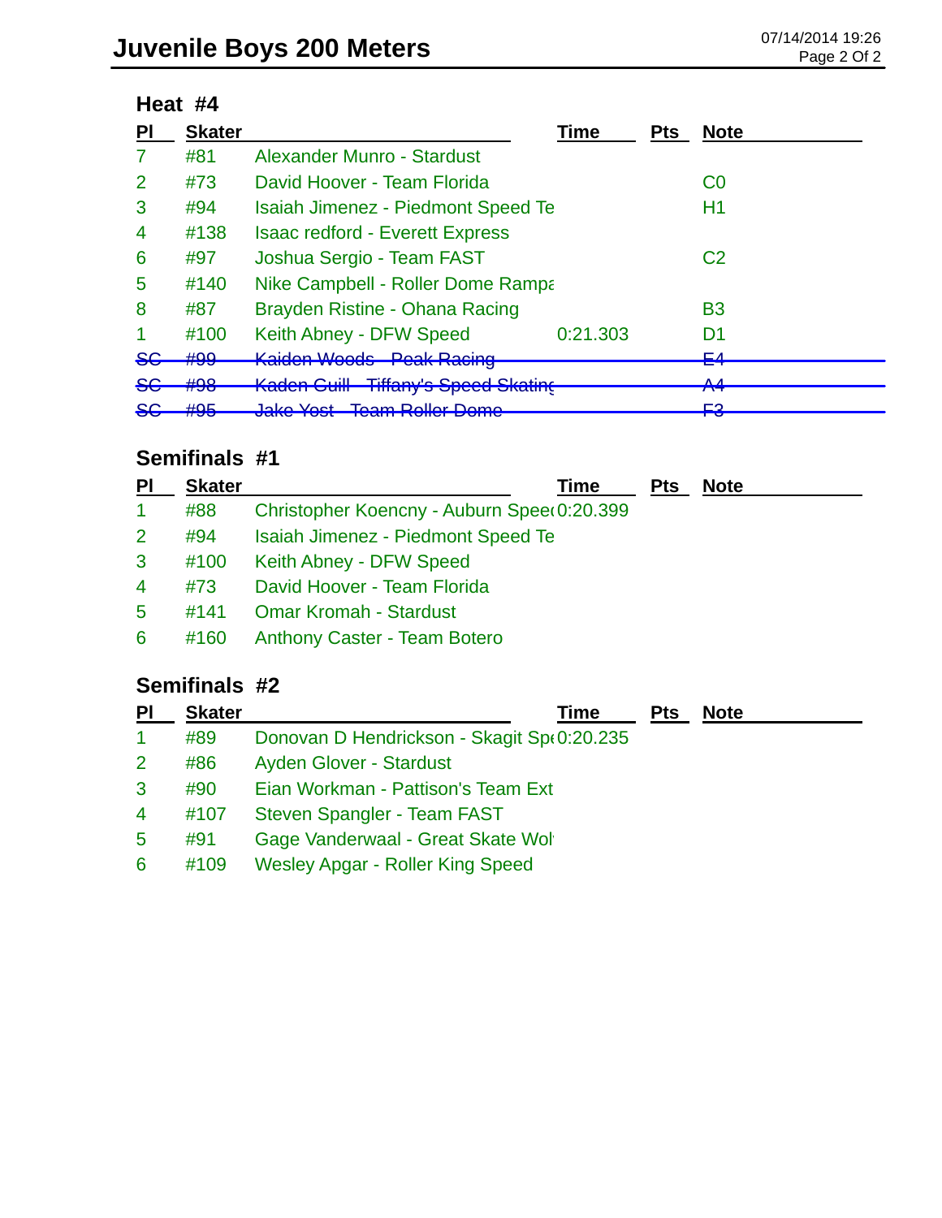# Juvenile Boys 200 Meters

07/14/2014 19:26

## Heat #4

| Pl | Skater | | Time | Pts | Note |
|---|---|---|---|---|---|
| 7 | #81 | Alexander Munro - Stardust | | | |
| 2 | #73 | David Hoover - Team Florida | | | C0 |
| 3 | #94 | Isaiah Jimenez - Piedmont Speed Te | | | H1 |
| 4 | #138 | Isaac redford - Everett Express | | | |
| 6 | #97 | Joshua Sergio - Team FAST | | | C2 |
| 5 | #140 | Nike Campbell - Roller Dome Rampa | | | |
| 8 | #87 | Brayden Ristine - Ohana Racing | | | B3 |
| 1 | #100 | Keith Abney - DFW Speed | 0:21.303 | | D1 |
| ~~SC~~ | ~~#99~~ | ~~Kaiden Woods - Peak Racing~~ | | | ~~E4~~ |
| ~~SC~~ | ~~#98~~ | ~~Kaden Guill - Tiffany's Speed Skating~~ | | | ~~A4~~ |
| ~~SC~~ | ~~#95~~ | ~~Jake Yost - Team Roller Dome~~ | | | ~~F3~~ |

## Semifinals #1

| Pl | Skater | | Time | Pts | Note |
|---|---|---|---|---|---|
| 1 | #88 | Christopher Koencny - Auburn Spee | 0:20.399 | | |
| 2 | #94 | Isaiah Jimenez - Piedmont Speed Te | | | |
| 3 | #100 | Keith Abney - DFW Speed | | | |
| 4 | #73 | David Hoover - Team Florida | | | |
| 5 | #141 | Omar Kromah - Stardust | | | |
| 6 | #160 | Anthony Caster - Team Botero | | | |

## Semifinals #2

| Pl | Skater | | Time | Pts | Note |
|---|---|---|---|---|---|
| 1 | #89 | Donovan D Hendrickson - Skagit Sp | 0:20.235 | | |
| 2 | #86 | Ayden Glover - Stardust | | | |
| 3 | #90 | Eian Workman - Pattison's Team Ext | | | |
| 4 | #107 | Steven Spangler - Team FAST | | | |
| 5 | #91 | Gage Vanderwaal - Great Skate Wol | | | |
| 6 | #109 | Wesley Apgar - Roller King Speed | | | |